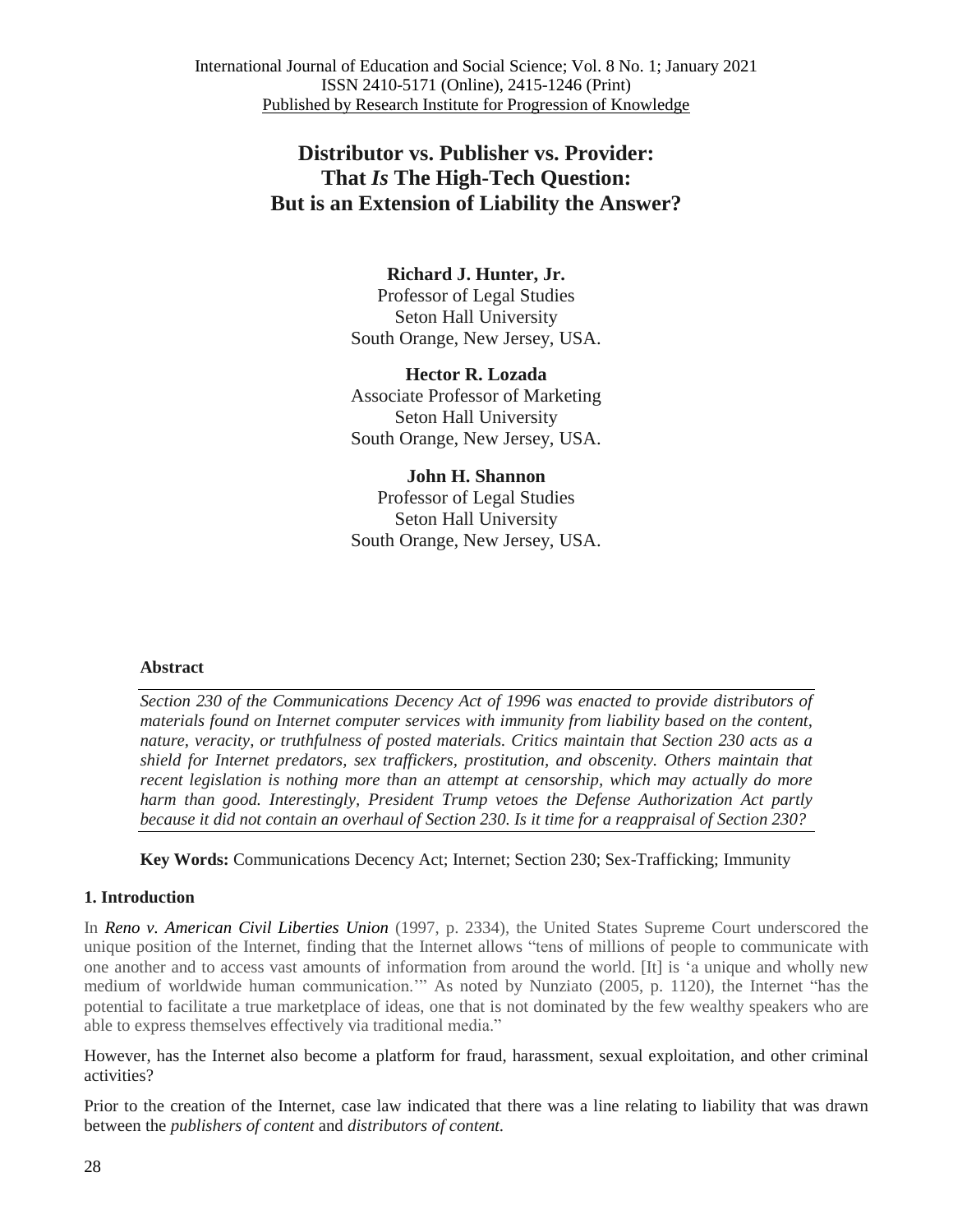# Distributor vs. Publisher vs. Provider: That *Is* The High-Tech Question: But is an Extension of Liability the Answer?

**Richard J. Hunter, Jr.**
Professor of Legal Studies
Seton Hall University
South Orange, New Jersey, USA.

**Hector R. Lozada**
Associate Professor of Marketing
Seton Hall University
South Orange, New Jersey, USA.

**John H. Shannon**
Professor of Legal Studies
Seton Hall University
South Orange, New Jersey, USA.

### Abstract

*Section 230 of the Communications Decency Act of 1996 was enacted to provide distributors of materials found on Internet computer services with immunity from liability based on the content, nature, veracity, or truthfulness of posted materials. Critics maintain that Section 230 acts as a shield for Internet predators, sex traffickers, prostitution, and obscenity. Others maintain that recent legislation is nothing more than an attempt at censorship, which may actually do more harm than good. Interestingly, President Trump vetoes the Defense Authorization Act partly because it did not contain an overhaul of Section 230. Is it time for a reappraisal of Section 230?*

**Key Words:** Communications Decency Act; Internet; Section 230; Sex-Trafficking; Immunity

## 1. Introduction

In ***Reno v. American Civil Liberties Union*** (1997, p. 2334), the United States Supreme Court underscored the unique position of the Internet, finding that the Internet allows "tens of millions of people to communicate with one another and to access vast amounts of information from around the world. [It] is 'a unique and wholly new medium of worldwide human communication.'" As noted by Nunziato (2005, p. 1120), the Internet "has the potential to facilitate a true marketplace of ideas, one that is not dominated by the few wealthy speakers who are able to express themselves effectively via traditional media."

However, has the Internet also become a platform for fraud, harassment, sexual exploitation, and other criminal activities?

Prior to the creation of the Internet, case law indicated that there was a line relating to liability that was drawn between the *publishers of content* and *distributors of content.*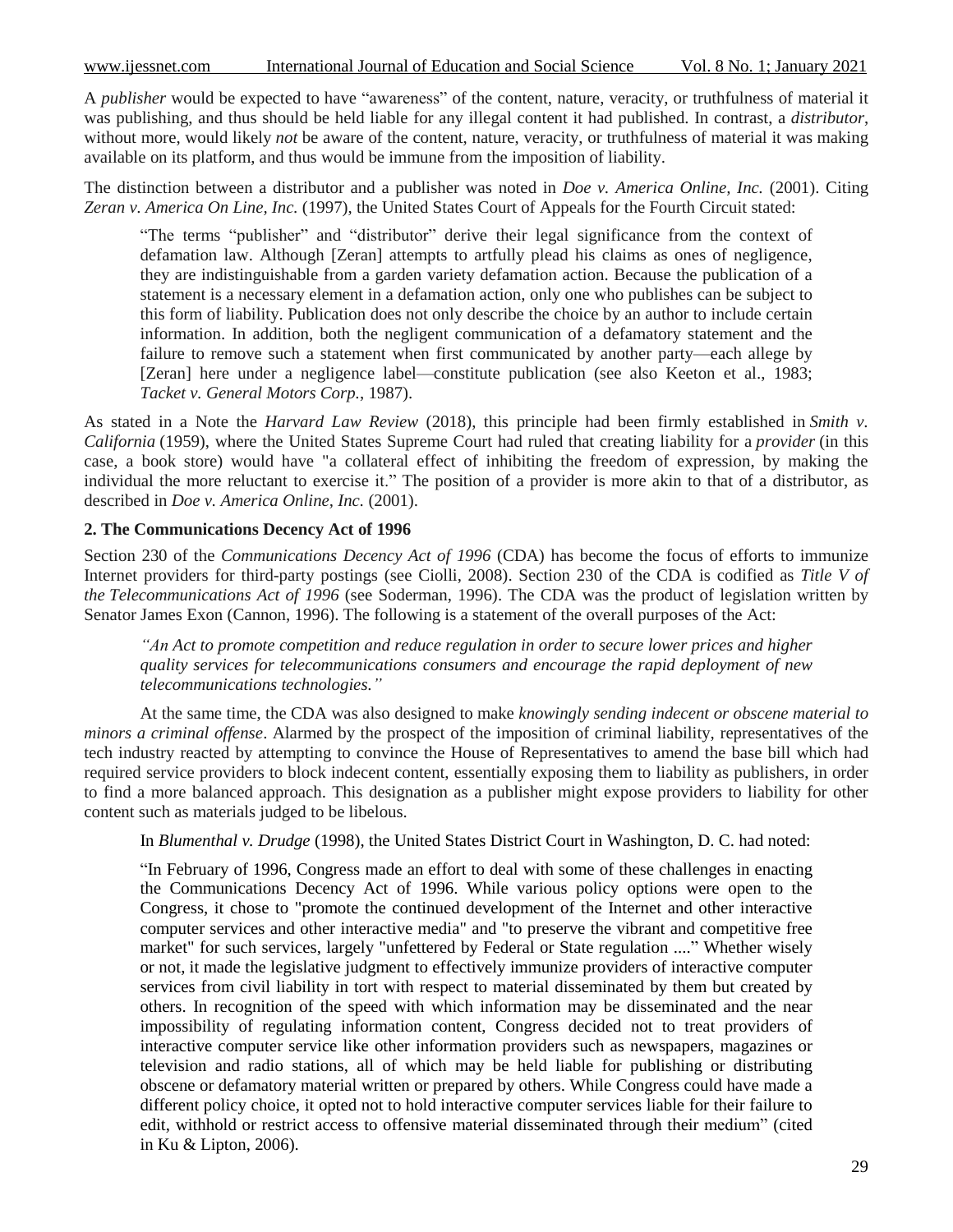A *publisher* would be expected to have "awareness" of the content, nature, veracity, or truthfulness of material it was publishing, and thus should be held liable for any illegal content it had published. In contrast, a *distributor*, without more, would likely *not* be aware of the content, nature, veracity, or truthfulness of material it was making available on its platform, and thus would be immune from the imposition of liability.

The distinction between a distributor and a publisher was noted in *Doe v. America Online, Inc.* (2001). Citing *Zeran v. America On Line, Inc.* (1997), the United States Court of Appeals for the Fourth Circuit stated:

> "The terms "publisher" and "distributor" derive their legal significance from the context of defamation law. Although [Zeran] attempts to artfully plead his claims as ones of negligence, they are indistinguishable from a garden variety defamation action. Because the publication of a statement is a necessary element in a defamation action, only one who publishes can be subject to this form of liability. Publication does not only describe the choice by an author to include certain information. In addition, both the negligent communication of a defamatory statement and the failure to remove such a statement when first communicated by another party—each allege by [Zeran] here under a negligence label—constitute publication (see also Keeton et al., 1983; *Tacket v. General Motors Corp.*, 1987).

As stated in a Note the *Harvard Law Review* (2018), this principle had been firmly established in *Smith v. California* (1959), where the United States Supreme Court had ruled that creating liability for a *provider* (in this case, a book store) would have "a collateral effect of inhibiting the freedom of expression, by making the individual the more reluctant to exercise it." The position of a provider is more akin to that of a distributor, as described in *Doe v. America Online, Inc.* (2001).

**2. The Communications Decency Act of 1996**

Section 230 of the *Communications Decency Act of 1996* (CDA) has become the focus of efforts to immunize Internet providers for third-party postings (see Ciolli, 2008). Section 230 of the CDA is codified as *Title V of the Telecommunications Act of 1996* (see Soderman, 1996). The CDA was the product of legislation written by Senator James Exon (Cannon, 1996). The following is a statement of the overall purposes of the Act:

> *"An Act to promote competition and reduce regulation in order to secure lower prices and higher quality services for telecommunications consumers and encourage the rapid deployment of new telecommunications technologies."*

At the same time, the CDA was also designed to make *knowingly sending indecent or obscene material to minors a criminal offense*. Alarmed by the prospect of the imposition of criminal liability, representatives of the tech industry reacted by attempting to convince the House of Representatives to amend the base bill which had required service providers to block indecent content, essentially exposing them to liability as publishers, in order to find a more balanced approach. This designation as a publisher might expose providers to liability for other content such as materials judged to be libelous.

In *Blumenthal v. Drudge* (1998), the United States District Court in Washington, D. C. had noted:

> "In February of 1996, Congress made an effort to deal with some of these challenges in enacting the Communications Decency Act of 1996. While various policy options were open to the Congress, it chose to "promote the continued development of the Internet and other interactive computer services and other interactive media" and "to preserve the vibrant and competitive free market" for such services, largely "unfettered by Federal or State regulation ...." Whether wisely or not, it made the legislative judgment to effectively immunize providers of interactive computer services from civil liability in tort with respect to material disseminated by them but created by others. In recognition of the speed with which information may be disseminated and the near impossibility of regulating information content, Congress decided not to treat providers of interactive computer service like other information providers such as newspapers, magazines or television and radio stations, all of which may be held liable for publishing or distributing obscene or defamatory material written or prepared by others. While Congress could have made a different policy choice, it opted not to hold interactive computer services liable for their failure to edit, withhold or restrict access to offensive material disseminated through their medium" (cited in Ku & Lipton, 2006).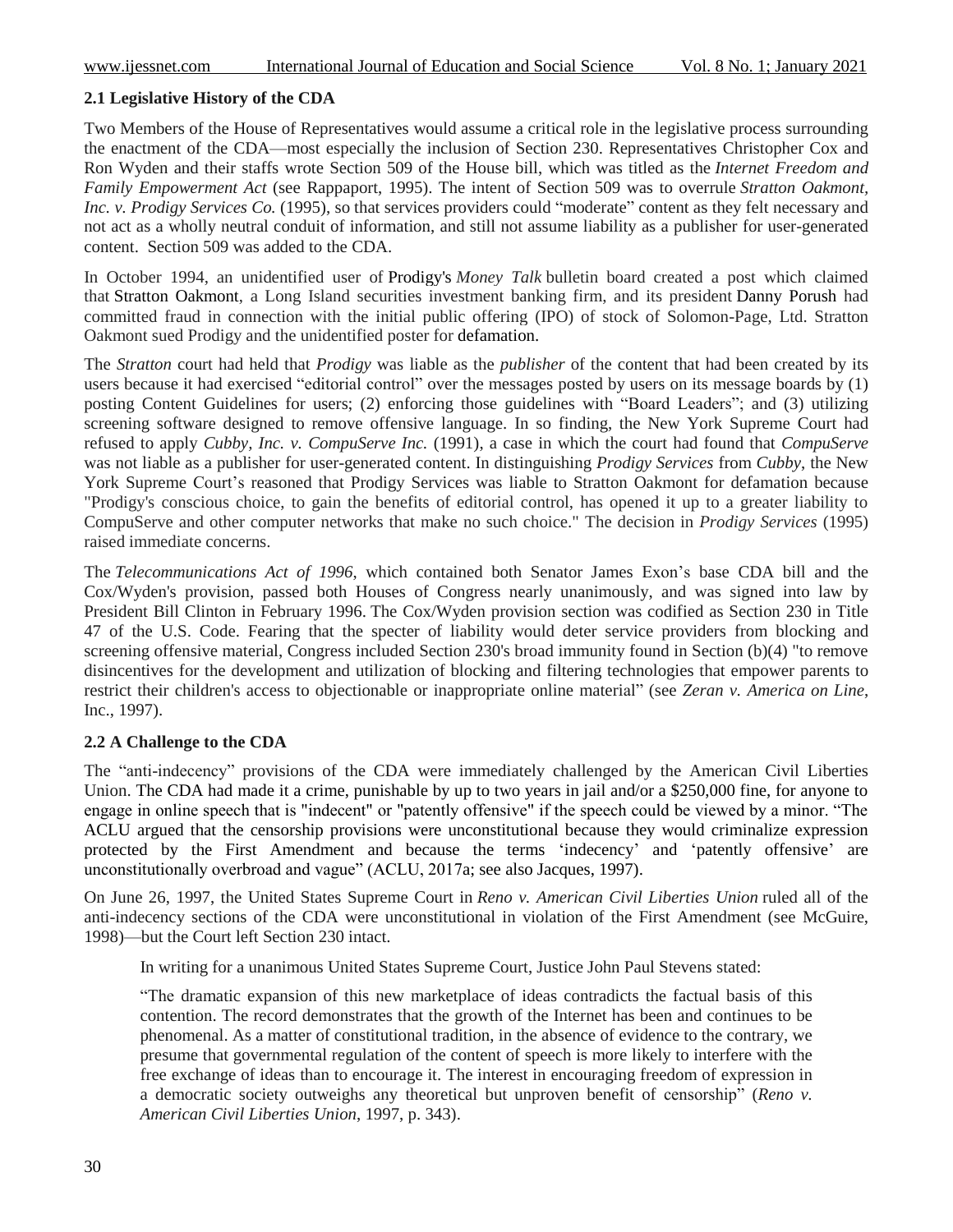### 2.1 Legislative History of the CDA

Two Members of the House of Representatives would assume a critical role in the legislative process surrounding the enactment of the CDA—most especially the inclusion of Section 230. Representatives Christopher Cox and Ron Wyden and their staffs wrote Section 509 of the House bill, which was titled as the *Internet Freedom and Family Empowerment Act* (see Rappaport, 1995). The intent of Section 509 was to overrule *Stratton Oakmont, Inc. v. Prodigy Services Co.* (1995), so that services providers could "moderate" content as they felt necessary and not act as a wholly neutral conduit of information, and still not assume liability as a publisher for user-generated content. Section 509 was added to the CDA.

In October 1994, an unidentified user of Prodigy's *Money Talk* bulletin board created a post which claimed that Stratton Oakmont, a Long Island securities investment banking firm, and its president Danny Porush had committed fraud in connection with the initial public offering (IPO) of stock of Solomon-Page, Ltd. Stratton Oakmont sued Prodigy and the unidentified poster for defamation.

The *Stratton* court had held that *Prodigy* was liable as the *publisher* of the content that had been created by its users because it had exercised "editorial control" over the messages posted by users on its message boards by (1) posting Content Guidelines for users; (2) enforcing those guidelines with "Board Leaders"; and (3) utilizing screening software designed to remove offensive language. In so finding, the New York Supreme Court had refused to apply *Cubby, Inc. v. CompuServe Inc.* (1991), a case in which the court had found that *CompuServe* was not liable as a publisher for user-generated content. In distinguishing *Prodigy Services* from *Cubby*, the New York Supreme Court's reasoned that Prodigy Services was liable to Stratton Oakmont for defamation because "Prodigy's conscious choice, to gain the benefits of editorial control, has opened it up to a greater liability to CompuServe and other computer networks that make no such choice." The decision in *Prodigy Services* (1995) raised immediate concerns.

The *Telecommunications Act of 1996*, which contained both Senator James Exon's base CDA bill and the Cox/Wyden's provision, passed both Houses of Congress nearly unanimously, and was signed into law by President Bill Clinton in February 1996. The Cox/Wyden provision section was codified as Section 230 in Title 47 of the U.S. Code. Fearing that the specter of liability would deter service providers from blocking and screening offensive material, Congress included Section 230's broad immunity found in Section (b)(4) "to remove disincentives for the development and utilization of blocking and filtering technologies that empower parents to restrict their children's access to objectionable or inappropriate online material" (see *Zeran v. America on Line*, Inc., 1997).

### 2.2 A Challenge to the CDA

The "anti-indecency" provisions of the CDA were immediately challenged by the American Civil Liberties Union. The CDA had made it a crime, punishable by up to two years in jail and/or a $250,000 fine, for anyone to engage in online speech that is "indecent" or "patently offensive" if the speech could be viewed by a minor. "The ACLU argued that the censorship provisions were unconstitutional because they would criminalize expression protected by the First Amendment and because the terms 'indecency' and 'patently offensive' are unconstitutionally overbroad and vague" (ACLU, 2017a; see also Jacques, 1997).

On June 26, 1997, the United States Supreme Court in *Reno v. American Civil Liberties Union* ruled all of the anti-indecency sections of the CDA were unconstitutional in violation of the First Amendment (see McGuire, 1998)—but the Court left Section 230 intact.

> In writing for a unanimous United States Supreme Court, Justice John Paul Stevens stated:
>
> "The dramatic expansion of this new marketplace of ideas contradicts the factual basis of this contention. The record demonstrates that the growth of the Internet has been and continues to be phenomenal. As a matter of constitutional tradition, in the absence of evidence to the contrary, we presume that governmental regulation of the content of speech is more likely to interfere with the free exchange of ideas than to encourage it. The interest in encouraging freedom of expression in a democratic society outweighs any theoretical but unproven benefit of censorship" (*Reno v. American Civil Liberties Union*, 1997, p. 343).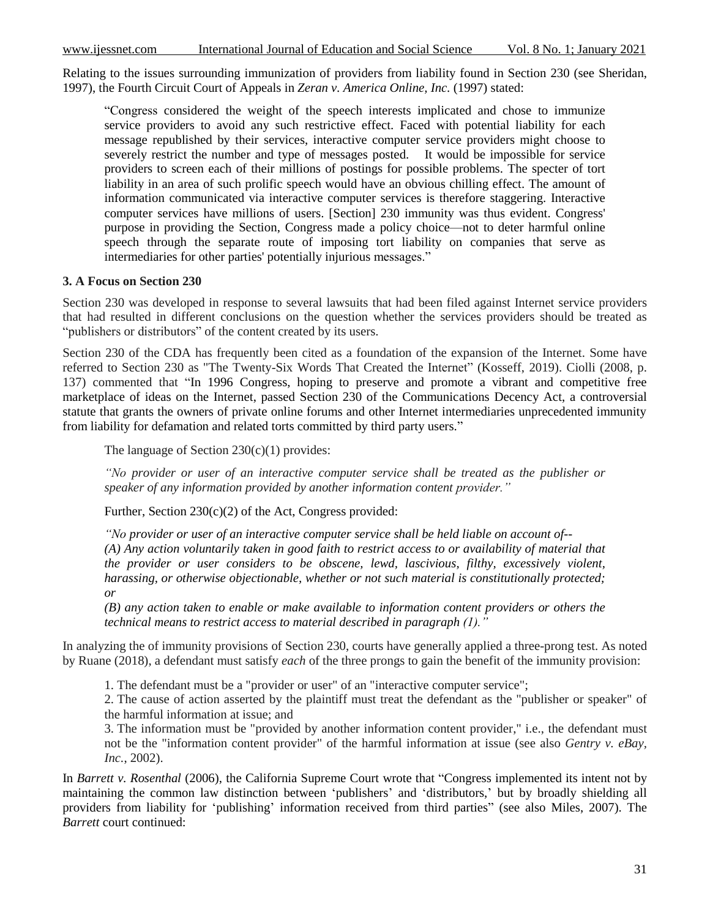Relating to the issues surrounding immunization of providers from liability found in Section 230 (see Sheridan, 1997), the Fourth Circuit Court of Appeals in *Zeran v. America Online, Inc.* (1997) stated:

> "Congress considered the weight of the speech interests implicated and chose to immunize service providers to avoid any such restrictive effect. Faced with potential liability for each message republished by their services, interactive computer service providers might choose to severely restrict the number and type of messages posted. It would be impossible for service providers to screen each of their millions of postings for possible problems. The specter of tort liability in an area of such prolific speech would have an obvious chilling effect. The amount of information communicated via interactive computer services is therefore staggering. Interactive computer services have millions of users. [Section] 230 immunity was thus evident. Congress' purpose in providing the Section, Congress made a policy choice—not to deter harmful online speech through the separate route of imposing tort liability on companies that serve as intermediaries for other parties' potentially injurious messages."

### 3. A Focus on Section 230

Section 230 was developed in response to several lawsuits that had been filed against Internet service providers that had resulted in different conclusions on the question whether the services providers should be treated as "publishers or distributors" of the content created by its users.

Section 230 of the CDA has frequently been cited as a foundation of the expansion of the Internet. Some have referred to Section 230 as "The Twenty-Six Words That Created the Internet" (Kosseff, 2019). Ciolli (2008, p. 137) commented that "In 1996 Congress, hoping to preserve and promote a vibrant and competitive free marketplace of ideas on the Internet, passed Section 230 of the Communications Decency Act, a controversial statute that grants the owners of private online forums and other Internet intermediaries unprecedented immunity from liability for defamation and related torts committed by third party users."

The language of Section 230(c)(1) provides:

> *"No provider or user of an interactive computer service shall be treated as the publisher or speaker of any information provided by another information content provider."*

Further, Section 230(c)(2) of the Act, Congress provided:

> *"No provider or user of an interactive computer service shall be held liable on account of--*
> *(A) Any action voluntarily taken in good faith to restrict access to or availability of material that the provider or user considers to be obscene, lewd, lascivious, filthy, excessively violent, harassing, or otherwise objectionable, whether or not such material is constitutionally protected; or*
> *(B) any action taken to enable or make available to information content providers or others the technical means to restrict access to material described in paragraph (1)."*

In analyzing the of immunity provisions of Section 230, courts have generally applied a three-prong test. As noted by Ruane (2018), a defendant must satisfy *each* of the three prongs to gain the benefit of the immunity provision:

1. The defendant must be a "provider or user" of an "interactive computer service";
2. The cause of action asserted by the plaintiff must treat the defendant as the "publisher or speaker" of the harmful information at issue; and
3. The information must be "provided by another information content provider," i.e., the defendant must not be the "information content provider" of the harmful information at issue (see also *Gentry v. eBay, Inc.*, 2002).

In *Barrett v. Rosenthal* (2006), the California Supreme Court wrote that "Congress implemented its intent not by maintaining the common law distinction between 'publishers' and 'distributors,' but by broadly shielding all providers from liability for 'publishing' information received from third parties" (see also Miles, 2007). The *Barrett* court continued: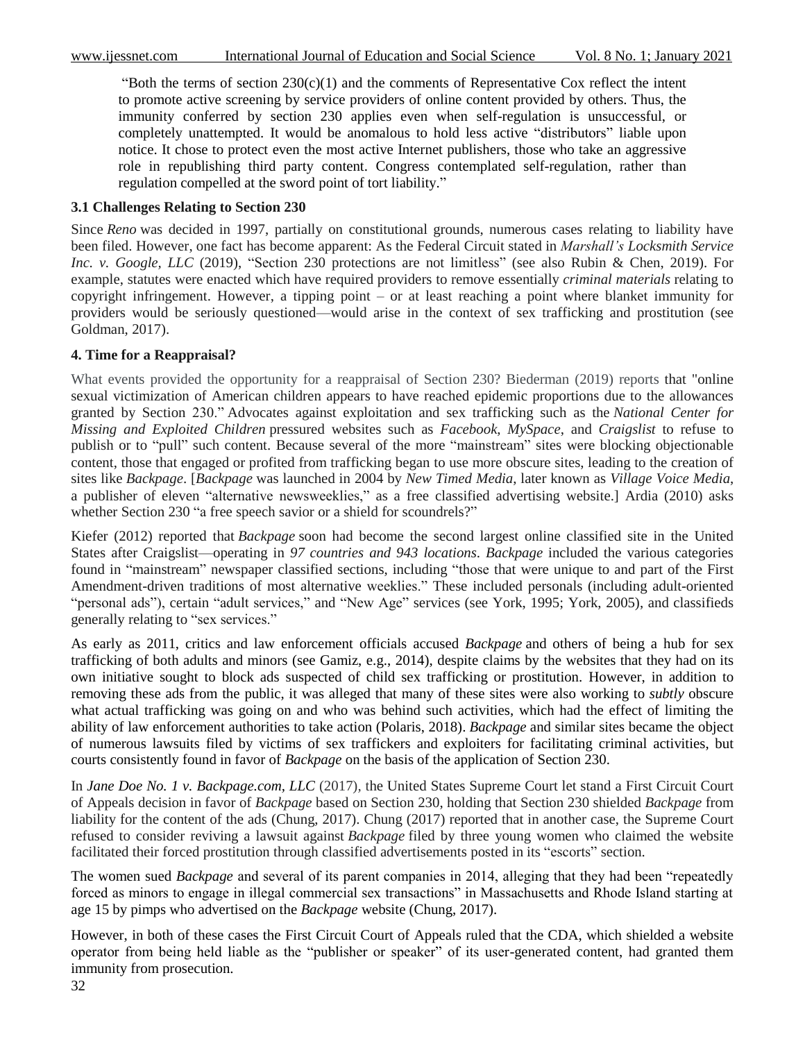> "Both the terms of section 230(c)(1) and the comments of Representative Cox reflect the intent to promote active screening by service providers of online content provided by others. Thus, the immunity conferred by section 230 applies even when self-regulation is unsuccessful, or completely unattempted. It would be anomalous to hold less active "distributors" liable upon notice. It chose to protect even the most active Internet publishers, those who take an aggressive role in republishing third party content. Congress contemplated self-regulation, rather than regulation compelled at the sword point of tort liability."

### 3.1 Challenges Relating to Section 230

Since *Reno* was decided in 1997, partially on constitutional grounds, numerous cases relating to liability have been filed. However, one fact has become apparent: As the Federal Circuit stated in *Marshall's Locksmith Service Inc. v. Google, LLC* (2019), "Section 230 protections are not limitless" (see also Rubin & Chen, 2019). For example, statutes were enacted which have required providers to remove essentially *criminal materials* relating to copyright infringement. However, a tipping point – or at least reaching a point where blanket immunity for providers would be seriously questioned—would arise in the context of sex trafficking and prostitution (see Goldman, 2017).

## 4. Time for a Reappraisal?

What events provided the opportunity for a reappraisal of Section 230? Biederman (2019) reports that "online sexual victimization of American children appears to have reached epidemic proportions due to the allowances granted by Section 230." Advocates against exploitation and sex trafficking such as the *National Center for Missing and Exploited Children* pressured websites such as *Facebook*, *MySpace*, and *Craigslist* to refuse to publish or to "pull" such content. Because several of the more "mainstream" sites were blocking objectionable content, those that engaged or profited from trafficking began to use more obscure sites, leading to the creation of sites like *Backpage*. [*Backpage* was launched in 2004 by *New Timed Media*, later known as *Village Voice Media*, a publisher of eleven "alternative newsweeklies," as a free classified advertising website.] Ardia (2010) asks whether Section 230 "a free speech savior or a shield for scoundrels?"

Kiefer (2012) reported that *Backpage* soon had become the second largest online classified site in the United States after Craigslist—operating in *97 countries and 943 locations*. *Backpage* included the various categories found in "mainstream" newspaper classified sections, including "those that were unique to and part of the First Amendment-driven traditions of most alternative weeklies." These included personals (including adult-oriented "personal ads"), certain "adult services," and "New Age" services (see York, 1995; York, 2005), and classifieds generally relating to "sex services."

As early as 2011, critics and law enforcement officials accused *Backpage* and others of being a hub for sex trafficking of both adults and minors (see Gamiz, e.g., 2014), despite claims by the websites that they had on its own initiative sought to block ads suspected of child sex trafficking or prostitution. However, in addition to removing these ads from the public, it was alleged that many of these sites were also working to *subtly* obscure what actual trafficking was going on and who was behind such activities, which had the effect of limiting the ability of law enforcement authorities to take action (Polaris, 2018). *Backpage* and similar sites became the object of numerous lawsuits filed by victims of sex traffickers and exploiters for facilitating criminal activities, but courts consistently found in favor of *Backpage* on the basis of the application of Section 230.

In *Jane Doe No. 1 v. Backpage.com, LLC* (2017), the United States Supreme Court let stand a First Circuit Court of Appeals decision in favor of *Backpage* based on Section 230, holding that Section 230 shielded *Backpage* from liability for the content of the ads (Chung, 2017). Chung (2017) reported that in another case, the Supreme Court refused to consider reviving a lawsuit against *Backpage* filed by three young women who claimed the website facilitated their forced prostitution through classified advertisements posted in its "escorts" section.

The women sued *Backpage* and several of its parent companies in 2014, alleging that they had been "repeatedly forced as minors to engage in illegal commercial sex transactions" in Massachusetts and Rhode Island starting at age 15 by pimps who advertised on the *Backpage* website (Chung, 2017).

However, in both of these cases the First Circuit Court of Appeals ruled that the CDA, which shielded a website operator from being held liable as the "publisher or speaker" of its user-generated content, had granted them immunity from prosecution.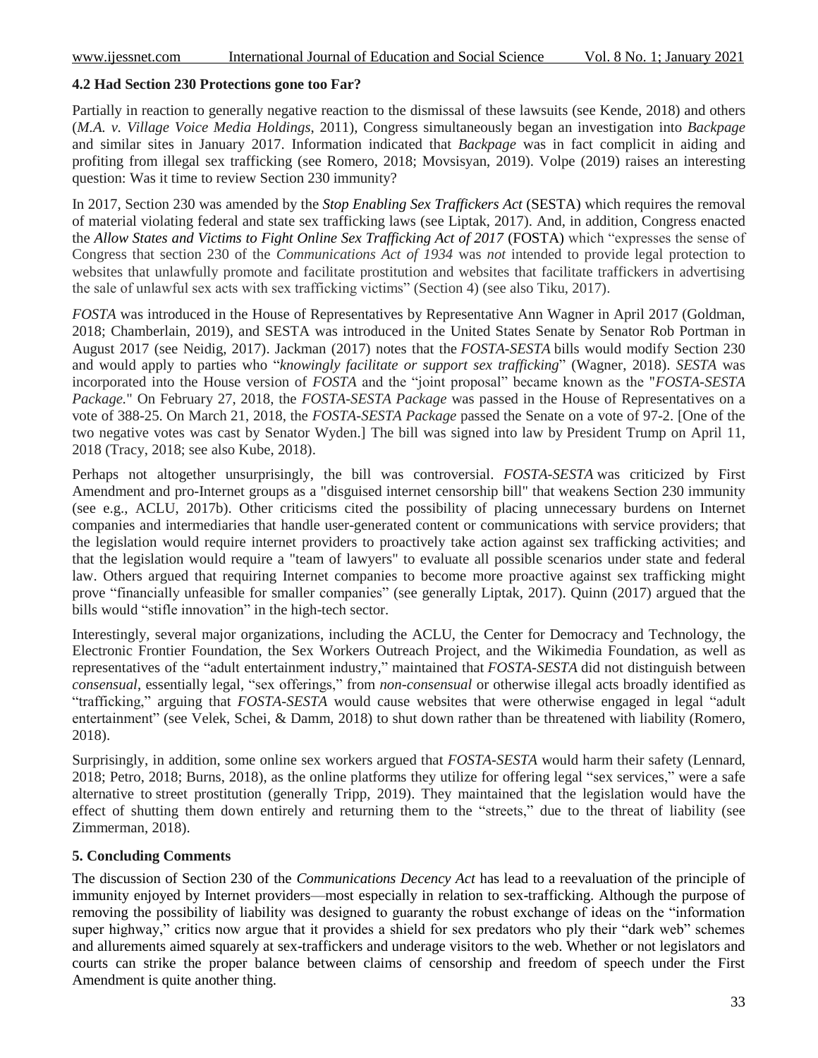### 4.2 Had Section 230 Protections gone too Far?

Partially in reaction to generally negative reaction to the dismissal of these lawsuits (see Kende, 2018) and others (*M.A. v. Village Voice Media Holdings*, 2011), Congress simultaneously began an investigation into *Backpage* and similar sites in January 2017. Information indicated that *Backpage* was in fact complicit in aiding and profiting from illegal sex trafficking (see Romero, 2018; Movsisyan, 2019). Volpe (2019) raises an interesting question: Was it time to review Section 230 immunity?

In 2017, Section 230 was amended by the *Stop Enabling Sex Traffickers Act* (SESTA) which requires the removal of material violating federal and state sex trafficking laws (see Liptak, 2017). And, in addition, Congress enacted the *Allow States and Victims to Fight Online Sex Trafficking Act of 2017* (FOSTA) which "expresses the sense of Congress that section 230 of the *Communications Act of 1934* was *not* intended to provide legal protection to websites that unlawfully promote and facilitate prostitution and websites that facilitate traffickers in advertising the sale of unlawful sex acts with sex trafficking victims" (Section 4) (see also Tiku, 2017).

*FOSTA* was introduced in the House of Representatives by Representative Ann Wagner in April 2017 (Goldman, 2018; Chamberlain, 2019), and SESTA was introduced in the United States Senate by Senator Rob Portman in August 2017 (see Neidig, 2017). Jackman (2017) notes that the *FOSTA-SESTA* bills would modify Section 230 and would apply to parties who "*knowingly facilitate or support sex trafficking*" (Wagner, 2018). *SESTA* was incorporated into the House version of *FOSTA* and the "joint proposal" became known as the "*FOSTA-SESTA Package.*" On February 27, 2018, the *FOSTA-SESTA Package* was passed in the House of Representatives on a vote of 388-25. On March 21, 2018, the *FOSTA-SESTA Package* passed the Senate on a vote of 97-2. [One of the two negative votes was cast by Senator Wyden.] The bill was signed into law by President Trump on April 11, 2018 (Tracy, 2018; see also Kube, 2018).

Perhaps not altogether unsurprisingly, the bill was controversial. *FOSTA-SESTA* was criticized by First Amendment and pro-Internet groups as a "disguised internet censorship bill" that weakens Section 230 immunity (see e.g., ACLU, 2017b). Other criticisms cited the possibility of placing unnecessary burdens on Internet companies and intermediaries that handle user-generated content or communications with service providers; that the legislation would require internet providers to proactively take action against sex trafficking activities; and that the legislation would require a "team of lawyers" to evaluate all possible scenarios under state and federal law. Others argued that requiring Internet companies to become more proactive against sex trafficking might prove "financially unfeasible for smaller companies" (see generally Liptak, 2017). Quinn (2017) argued that the bills would "stifle innovation" in the high-tech sector.

Interestingly, several major organizations, including the ACLU, the Center for Democracy and Technology, the Electronic Frontier Foundation, the Sex Workers Outreach Project, and the Wikimedia Foundation, as well as representatives of the "adult entertainment industry," maintained that *FOSTA-SESTA* did not distinguish between *consensual*, essentially legal, "sex offerings," from *non-consensual* or otherwise illegal acts broadly identified as "trafficking," arguing that *FOSTA-SESTA* would cause websites that were otherwise engaged in legal "adult entertainment" (see Velek, Schei, & Damm, 2018) to shut down rather than be threatened with liability (Romero, 2018).

Surprisingly, in addition, some online sex workers argued that *FOSTA-SESTA* would harm their safety (Lennard, 2018; Petro, 2018; Burns, 2018), as the online platforms they utilize for offering legal "sex services," were a safe alternative to street prostitution (generally Tripp, 2019). They maintained that the legislation would have the effect of shutting them down entirely and returning them to the "streets," due to the threat of liability (see Zimmerman, 2018).

## 5. Concluding Comments

The discussion of Section 230 of the *Communications Decency Act* has lead to a reevaluation of the principle of immunity enjoyed by Internet providers—most especially in relation to sex-trafficking. Although the purpose of removing the possibility of liability was designed to guaranty the robust exchange of ideas on the "information super highway," critics now argue that it provides a shield for sex predators who ply their "dark web" schemes and allurements aimed squarely at sex-traffickers and underage visitors to the web. Whether or not legislators and courts can strike the proper balance between claims of censorship and freedom of speech under the First Amendment is quite another thing.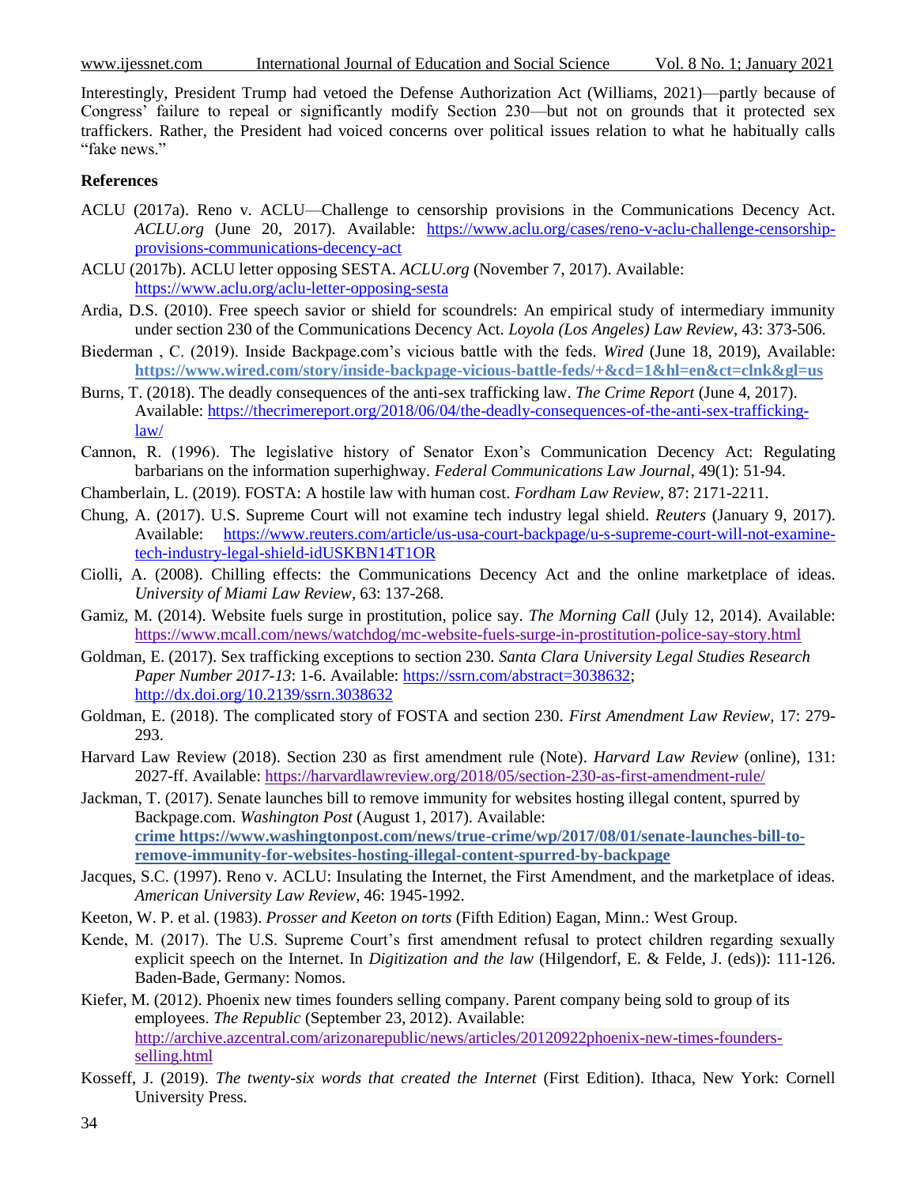Interestingly, President Trump had vetoed the Defense Authorization Act (Williams, 2021)—partly because of Congress' failure to repeal or significantly modify Section 230—but not on grounds that it protected sex traffickers. Rather, the President had voiced concerns over political issues relation to what he habitually calls "fake news."

**References**

ACLU (2017a). Reno v. ACLU—Challenge to censorship provisions in the Communications Decency Act. *ACLU.org* (June 20, 2017). Available: https://www.aclu.org/cases/reno-v-aclu-challenge-censorship-provisions-communications-decency-act

ACLU (2017b). ACLU letter opposing SESTA. *ACLU.org* (November 7, 2017). Available: https://www.aclu.org/aclu-letter-opposing-sesta

Ardia, D.S. (2010). Free speech savior or shield for scoundrels: An empirical study of intermediary immunity under section 230 of the Communications Decency Act. *Loyola (Los Angeles) Law Review*, 43: 373-506.

Biederman , C. (2019). Inside Backpage.com's vicious battle with the feds. *Wired* (June 18, 2019), Available: **https://www.wired.com/story/inside-backpage-vicious-battle-feds/+&cd=1&hl=en&ct=clnk&gl=us**

Burns, T. (2018). The deadly consequences of the anti-sex trafficking law. *The Crime Report* (June 4, 2017). Available: https://thecrimereport.org/2018/06/04/the-deadly-consequences-of-the-anti-sex-trafficking-law/

Cannon, R. (1996). The legislative history of Senator Exon's Communication Decency Act: Regulating barbarians on the information superhighway. *Federal Communications Law Journal*, 49(1): 51-94.

Chamberlain, L. (2019). FOSTA: A hostile law with human cost. *Fordham Law Review*, 87: 2171-2211.

Chung, A. (2017). U.S. Supreme Court will not examine tech industry legal shield. *Reuters* (January 9, 2017). Available: https://www.reuters.com/article/us-usa-court-backpage/u-s-supreme-court-will-not-examine-tech-industry-legal-shield-idUSKBN14T1OR

Ciolli, A. (2008). Chilling effects: the Communications Decency Act and the online marketplace of ideas. *University of Miami Law Review*, 63: 137-268.

Gamiz, M. (2014). Website fuels surge in prostitution, police say. *The Morning Call* (July 12, 2014). Available: https://www.mcall.com/news/watchdog/mc-website-fuels-surge-in-prostitution-police-say-story.html

Goldman, E. (2017). Sex trafficking exceptions to section 230. *Santa Clara University Legal Studies Research Paper Number 2017-13*: 1-6. Available: https://ssrn.com/abstract=3038632; http://dx.doi.org/10.2139/ssrn.3038632

Goldman, E. (2018). The complicated story of FOSTA and section 230. *First Amendment Law Review*, 17: 279-293.

Harvard Law Review (2018). Section 230 as first amendment rule (Note). *Harvard Law Review* (online), 131: 2027-ff. Available: https://harvardlawreview.org/2018/05/section-230-as-first-amendment-rule/

Jackman, T. (2017). Senate launches bill to remove immunity for websites hosting illegal content, spurred by Backpage.com. *Washington Post* (August 1, 2017). Available: **crime https://www.washingtonpost.com/news/true-crime/wp/2017/08/01/senate-launches-bill-to-remove-immunity-for-websites-hosting-illegal-content-spurred-by-backpage**

Jacques, S.C. (1997). Reno v. ACLU: Insulating the Internet, the First Amendment, and the marketplace of ideas. *American University Law Review*, 46: 1945-1992.

Keeton, W. P. et al. (1983). *Prosser and Keeton on torts* (Fifth Edition) Eagan, Minn.: West Group.

Kende, M. (2017). The U.S. Supreme Court's first amendment refusal to protect children regarding sexually explicit speech on the Internet. In *Digitization and the law* (Hilgendorf, E. & Felde, J. (eds)): 111-126. Baden-Bade, Germany: Nomos.

Kiefer, M. (2012). Phoenix new times founders selling company. Parent company being sold to group of its employees. *The Republic* (September 23, 2012). Available: http://archive.azcentral.com/arizonarepublic/news/articles/20120922phoenix-new-times-founders-selling.html

Kosseff, J. (2019). *The twenty-six words that created the Internet* (First Edition). Ithaca, New York: Cornell University Press.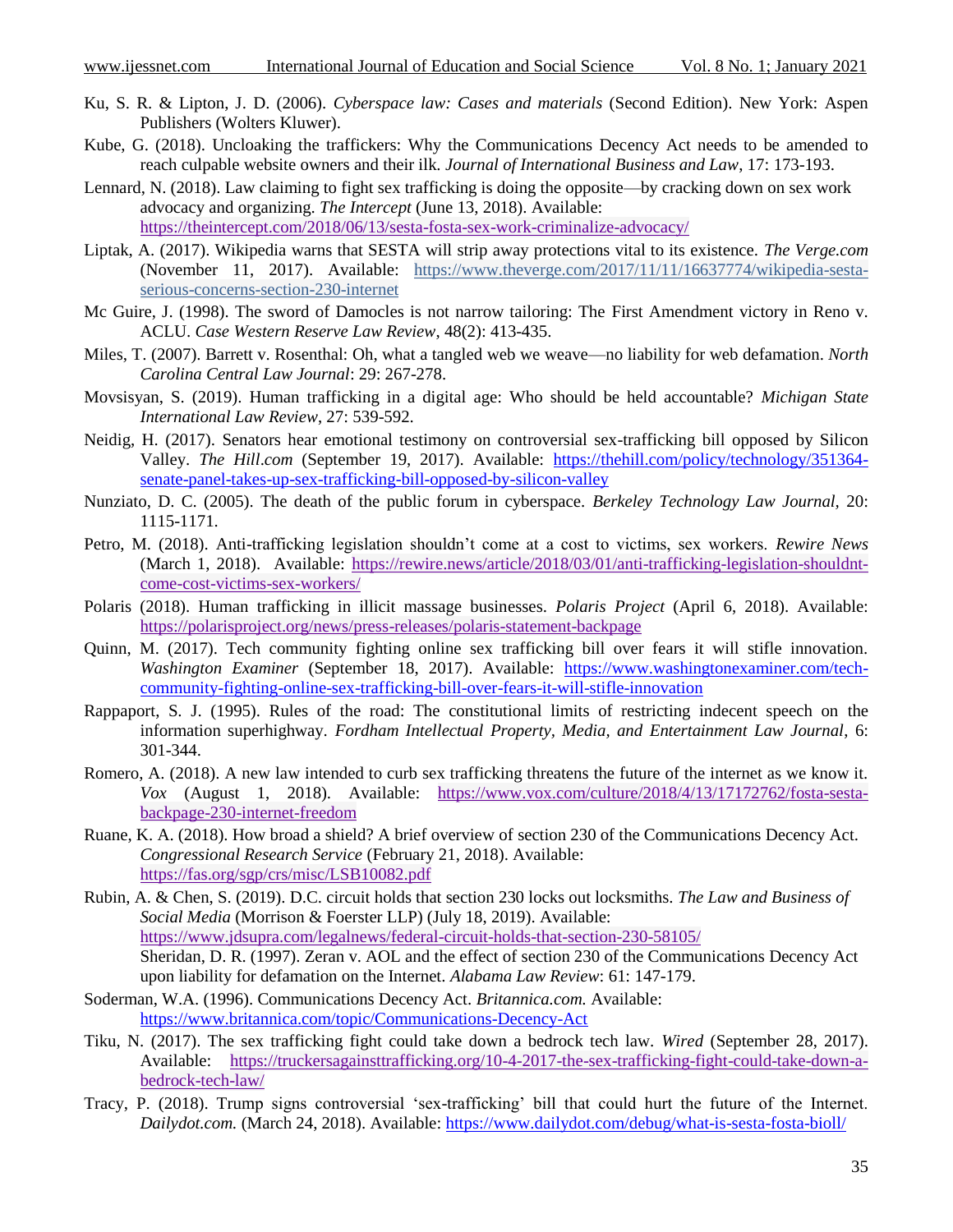Ku, S. R. & Lipton, J. D. (2006). *Cyberspace law: Cases and materials* (Second Edition). New York: Aspen Publishers (Wolters Kluwer).

Kube, G. (2018). Uncloaking the traffickers: Why the Communications Decency Act needs to be amended to reach culpable website owners and their ilk. *Journal of International Business and Law*, 17: 173-193.

Lennard, N. (2018). Law claiming to fight sex trafficking is doing the opposite—by cracking down on sex work advocacy and organizing. *The Intercept* (June 13, 2018). Available: https://theintercept.com/2018/06/13/sesta-fosta-sex-work-criminalize-advocacy/

Liptak, A. (2017). Wikipedia warns that SESTA will strip away protections vital to its existence. *The Verge.com* (November 11, 2017). Available: https://www.theverge.com/2017/11/11/16637774/wikipedia-sesta-serious-concerns-section-230-internet

Mc Guire, J. (1998). The sword of Damocles is not narrow tailoring: The First Amendment victory in Reno v. ACLU. *Case Western Reserve Law Review*, 48(2): 413-435.

Miles, T. (2007). Barrett v. Rosenthal: Oh, what a tangled web we weave—no liability for web defamation. *North Carolina Central Law Journal*: 29: 267-278.

Movsisyan, S. (2019). Human trafficking in a digital age: Who should be held accountable? *Michigan State International Law Review*, 27: 539-592.

Neidig, H. (2017). Senators hear emotional testimony on controversial sex-trafficking bill opposed by Silicon Valley. *The Hill.com* (September 19, 2017). Available: https://thehill.com/policy/technology/351364-senate-panel-takes-up-sex-trafficking-bill-opposed-by-silicon-valley

Nunziato, D. C. (2005). The death of the public forum in cyberspace. *Berkeley Technology Law Journal*, 20: 1115-1171.

Petro, M. (2018). Anti-trafficking legislation shouldn't come at a cost to victims, sex workers. *Rewire News* (March 1, 2018). Available: https://rewire.news/article/2018/03/01/anti-trafficking-legislation-shouldnt-come-cost-victims-sex-workers/

Polaris (2018). Human trafficking in illicit massage businesses. *Polaris Project* (April 6, 2018). Available: https://polarisproject.org/news/press-releases/polaris-statement-backpage

Quinn, M. (2017). Tech community fighting online sex trafficking bill over fears it will stifle innovation. *Washington Examiner* (September 18, 2017). Available: https://www.washingtonexaminer.com/tech-community-fighting-online-sex-trafficking-bill-over-fears-it-will-stifle-innovation

Rappaport, S. J. (1995). Rules of the road: The constitutional limits of restricting indecent speech on the information superhighway. *Fordham Intellectual Property, Media, and Entertainment Law Journal*, 6: 301-344.

Romero, A. (2018). A new law intended to curb sex trafficking threatens the future of the internet as we know it. *Vox* (August 1, 2018). Available: https://www.vox.com/culture/2018/4/13/17172762/fosta-sesta-backpage-230-internet-freedom

Ruane, K. A. (2018). How broad a shield? A brief overview of section 230 of the Communications Decency Act. *Congressional Research Service* (February 21, 2018). Available: https://fas.org/sgp/crs/misc/LSB10082.pdf

Rubin, A. & Chen, S. (2019). D.C. circuit holds that section 230 locks out locksmiths. *The Law and Business of Social Media* (Morrison & Foerster LLP) (July 18, 2019). Available: https://www.jdsupra.com/legalnews/federal-circuit-holds-that-section-230-58105/

Sheridan, D. R. (1997). Zeran v. AOL and the effect of section 230 of the Communications Decency Act upon liability for defamation on the Internet. *Alabama Law Review*: 61: 147-179.

Soderman, W.A. (1996). Communications Decency Act. *Britannica.com.* Available: https://www.britannica.com/topic/Communications-Decency-Act

Tiku, N. (2017). The sex trafficking fight could take down a bedrock tech law. *Wired* (September 28, 2017). Available: https://truckersagainsttrafficking.org/10-4-2017-the-sex-trafficking-fight-could-take-down-a-bedrock-tech-law/

Tracy, P. (2018). Trump signs controversial 'sex-trafficking' bill that could hurt the future of the Internet. *Dailydot.com.* (March 24, 2018). Available: https://www.dailydot.com/debug/what-is-sesta-fosta-bioll/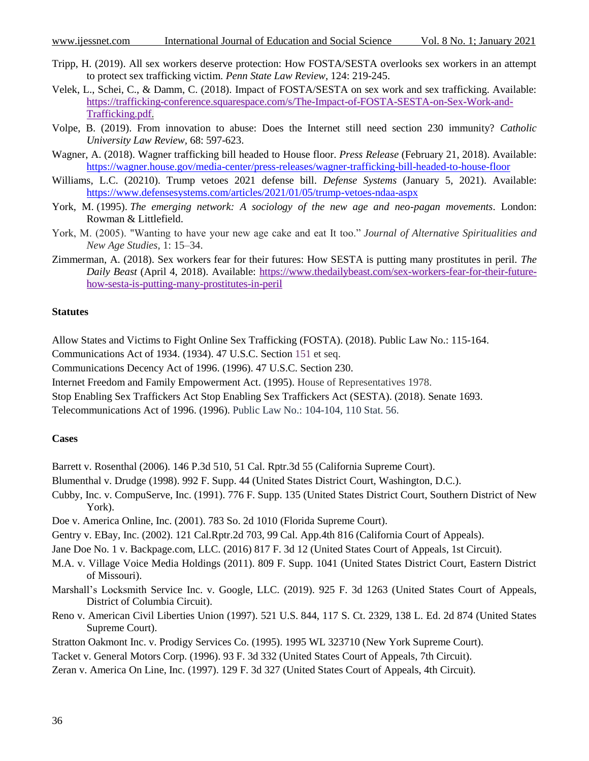Tripp, H. (2019). All sex workers deserve protection: How FOSTA/SESTA overlooks sex workers in an attempt to protect sex trafficking victim. *Penn State Law Review*, 124: 219-245.

Velek, L., Schei, C., & Damm, C. (2018). Impact of FOSTA/SESTA on sex work and sex trafficking. Available: https://trafficking-conference.squarespace.com/s/The-Impact-of-FOSTA-SESTA-on-Sex-Work-and-Trafficking.pdf.

Volpe, B. (2019). From innovation to abuse: Does the Internet still need section 230 immunity? *Catholic University Law Review*, 68: 597-623.

Wagner, A. (2018). Wagner trafficking bill headed to House floor. *Press Release* (February 21, 2018). Available: https://wagner.house.gov/media-center/press-releases/wagner-trafficking-bill-headed-to-house-floor

Williams, L.C. (20210). Trump vetoes 2021 defense bill. *Defense Systems* (January 5, 2021). Available: https://www.defensesystems.com/articles/2021/01/05/trump-vetoes-ndaa-aspx

York, M. (1995). *The emerging network: A sociology of the new age and neo-pagan movements*. London: Rowman & Littlefield.

York, M. (2005). "Wanting to have your new age cake and eat It too." *Journal of Alternative Spiritualities and New Age Studies*, 1: 15–34.

Zimmerman, A. (2018). Sex workers fear for their futures: How SESTA is putting many prostitutes in peril. *The Daily Beast* (April 4, 2018). Available: https://www.thedailybeast.com/sex-workers-fear-for-their-future-how-sesta-is-putting-many-prostitutes-in-peril

**Statutes**

Allow States and Victims to Fight Online Sex Trafficking (FOSTA). (2018). Public Law No.: 115-164.

Communications Act of 1934. (1934). 47 U.S.C. Section 151 et seq.

Communications Decency Act of 1996. (1996). 47 U.S.C. Section 230.

Internet Freedom and Family Empowerment Act. (1995). House of Representatives 1978.

Stop Enabling Sex Traffickers Act Stop Enabling Sex Traffickers Act (SESTA). (2018). Senate 1693.

Telecommunications Act of 1996. (1996). Public Law No.: 104-104, 110 Stat. 56.

**Cases**

Barrett v. Rosenthal (2006). 146 P.3d 510, 51 Cal. Rptr.3d 55 (California Supreme Court).

Blumenthal v. Drudge (1998). 992 F. Supp. 44 (United States District Court, Washington, D.C.).

Cubby, Inc. v. CompuServe, Inc. (1991). 776 F. Supp. 135 (United States District Court, Southern District of New York).

Doe v. America Online, Inc. (2001). 783 So. 2d 1010 (Florida Supreme Court).

Gentry v. EBay, Inc. (2002). 121 Cal.Rptr.2d 703, 99 Cal. App.4th 816 (California Court of Appeals).

Jane Doe No. 1 v. Backpage.com, LLC. (2016) 817 F. 3d 12 (United States Court of Appeals, 1st Circuit).

M.A. v. Village Voice Media Holdings (2011). 809 F. Supp. 1041 (United States District Court, Eastern District of Missouri).

Marshall's Locksmith Service Inc. v. Google, LLC. (2019). 925 F. 3d 1263 (United States Court of Appeals, District of Columbia Circuit).

Reno v. American Civil Liberties Union (1997). 521 U.S. 844, 117 S. Ct. 2329, 138 L. Ed. 2d 874 (United States Supreme Court).

Stratton Oakmont Inc. v. Prodigy Services Co. (1995). 1995 WL 323710 (New York Supreme Court).

Tacket v. General Motors Corp. (1996). 93 F. 3d 332 (United States Court of Appeals, 7th Circuit).

Zeran v. America On Line, Inc. (1997). 129 F. 3d 327 (United States Court of Appeals, 4th Circuit).